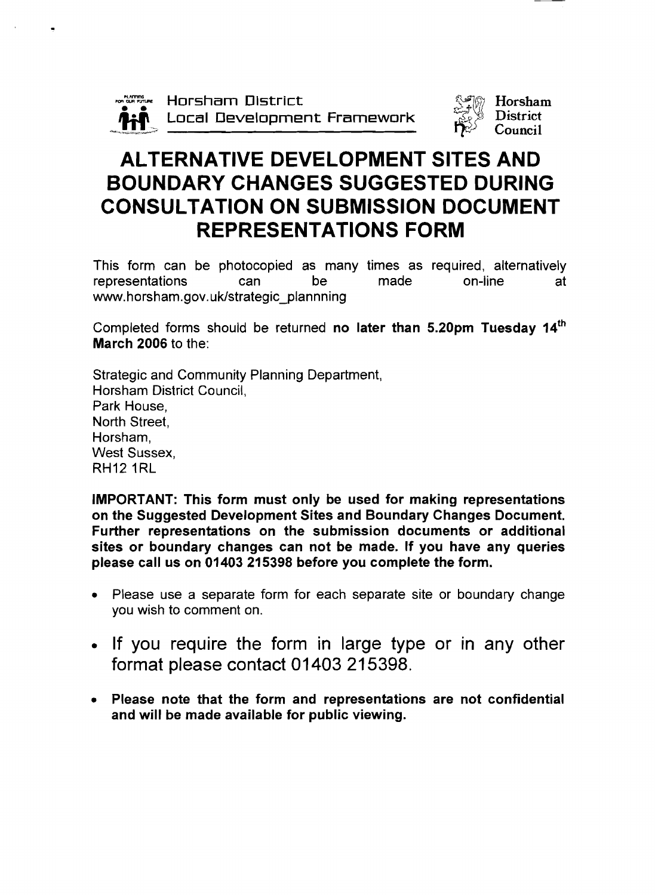Horsham District
Local Development Framework

Horsham District Council

# ALTERNATIVE DEVELOPMENT SITES AND BOUNDARY CHANGES SUGGESTED DURING CONSULTATION ON SUBMISSION DOCUMENT REPRESENTATIONS FORM

This form can be photocopied as many times as required, alternatively representations can be made on-line at www.horsham.gov.uk/strategic_plannning

Completed forms should be returned **no later than 5.20pm Tuesday 14th March 2006** to the:

Strategic and Community Planning Department,
Horsham District Council,
Park House,
North Street,
Horsham,
West Sussex,
RH12 1RL

**IMPORTANT: This form must only be used for making representations on the Suggested Development Sites and Boundary Changes Document. Further representations on the submission documents or additional sites or boundary changes can not be made. If you have any queries please call us on 01403 215398 before you complete the form.**

- Please use a separate form for each separate site or boundary change you wish to comment on.
- If you require the form in large type or in any other format please contact 01403 215398.
- **Please note that the form and representations are not confidential and will be made available for public viewing.**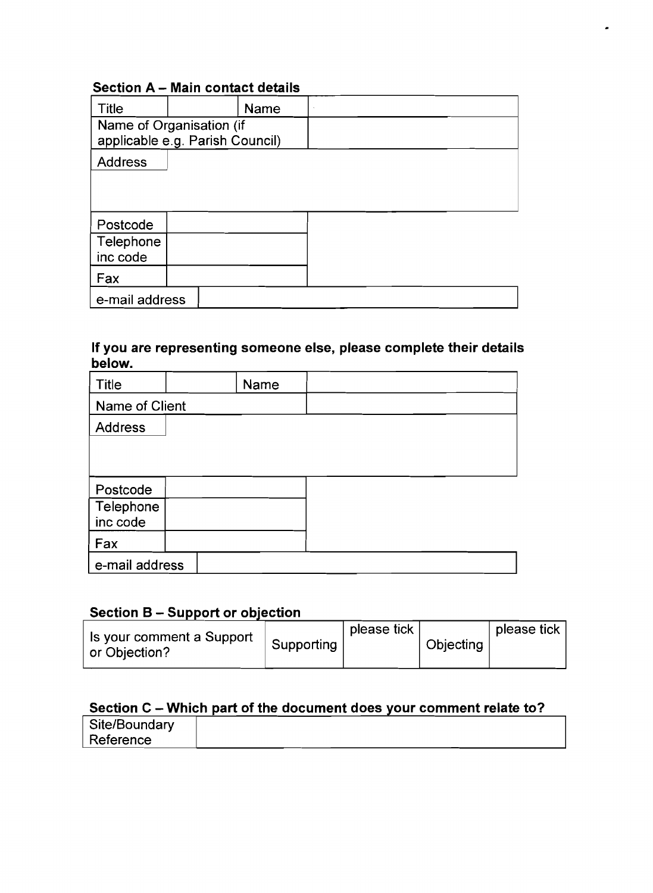### Section A – Main contact details

| Title | | Name | |
|---|---|---|---|
| Name of Organisation (if applicable e.g. Parish Council) | | | |
| Address | | | |
| Postcode | | | |
| Telephone inc code | | | |
| Fax | | | |
| e-mail address | | | |

**If you are representing someone else, please complete their details below.**

| Title | | Name | |
|---|---|---|---|
| Name of Client | | | |
| Address | | | |
| Postcode | | | |
| Telephone inc code | | | |
| Fax | | | |
| e-mail address | | | |

### Section B – Support or objection

| Is your comment a Support or Objection? | Supporting | please tick | Objecting | please tick |
|---|---|---|---|---|

### Section C – Which part of the document does your comment relate to?

| Site/Boundary Reference | |
|---|---|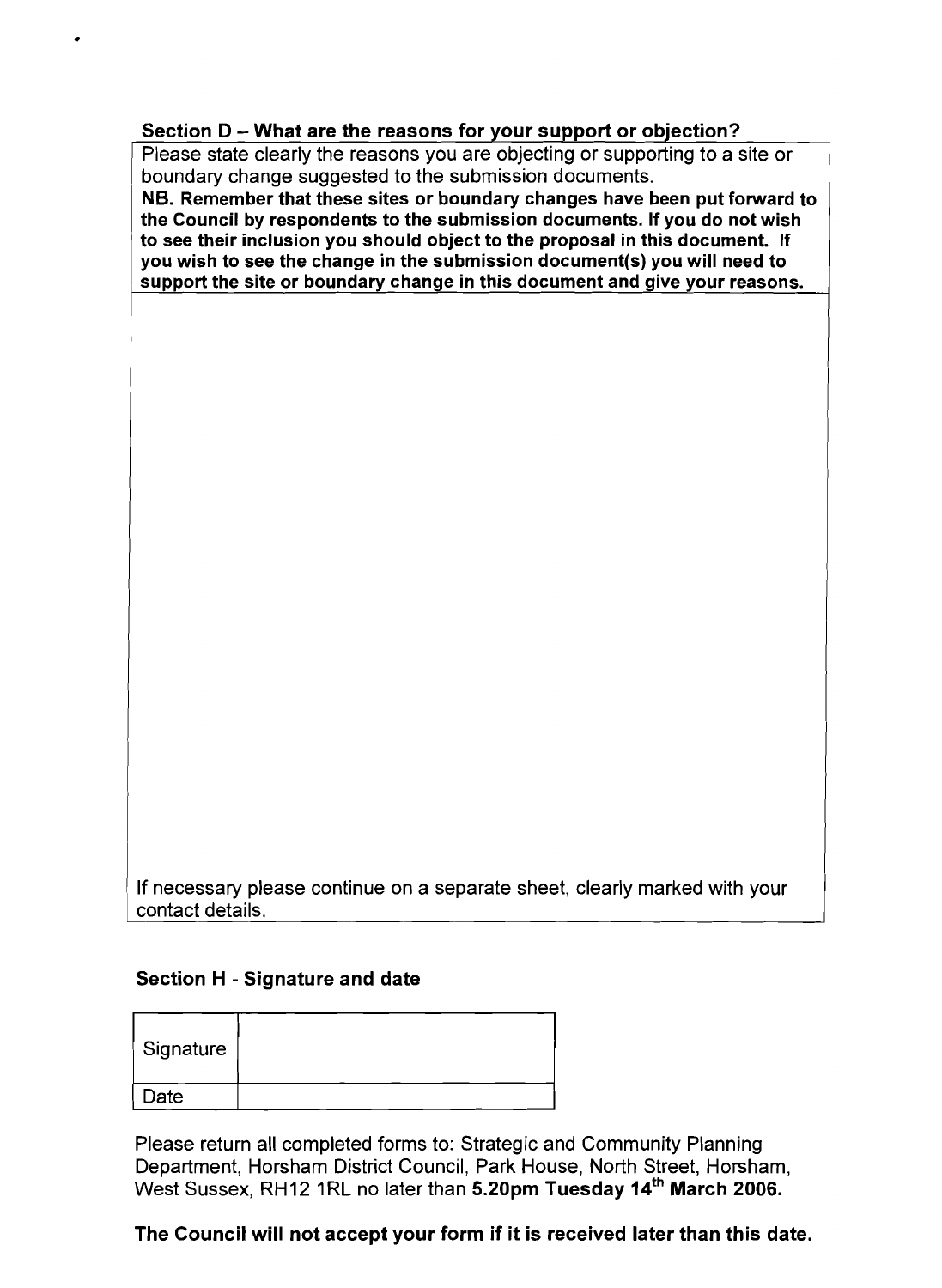## Section D – What are the reasons for your support or objection?

Please state clearly the reasons you are objecting or supporting to a site or boundary change suggested to the submission documents.

**NB. Remember that these sites or boundary changes have been put forward to the Council by respondents to the submission documents. If you do not wish to see their inclusion you should object to the proposal in this document. If you wish to see the change in the submission document(s) you will need to support the site or boundary change in this document and give your reasons.**

If necessary please continue on a separate sheet, clearly marked with your contact details.

## Section H - Signature and date

| | |
|---|---|
| Signature | |
| Date | |

Please return all completed forms to: Strategic and Community Planning Department, Horsham District Council, Park House, North Street, Horsham, West Sussex, RH12 1RL no later than **5.20pm Tuesday 14th March 2006.**

**The Council will not accept your form if it is received later than this date.**